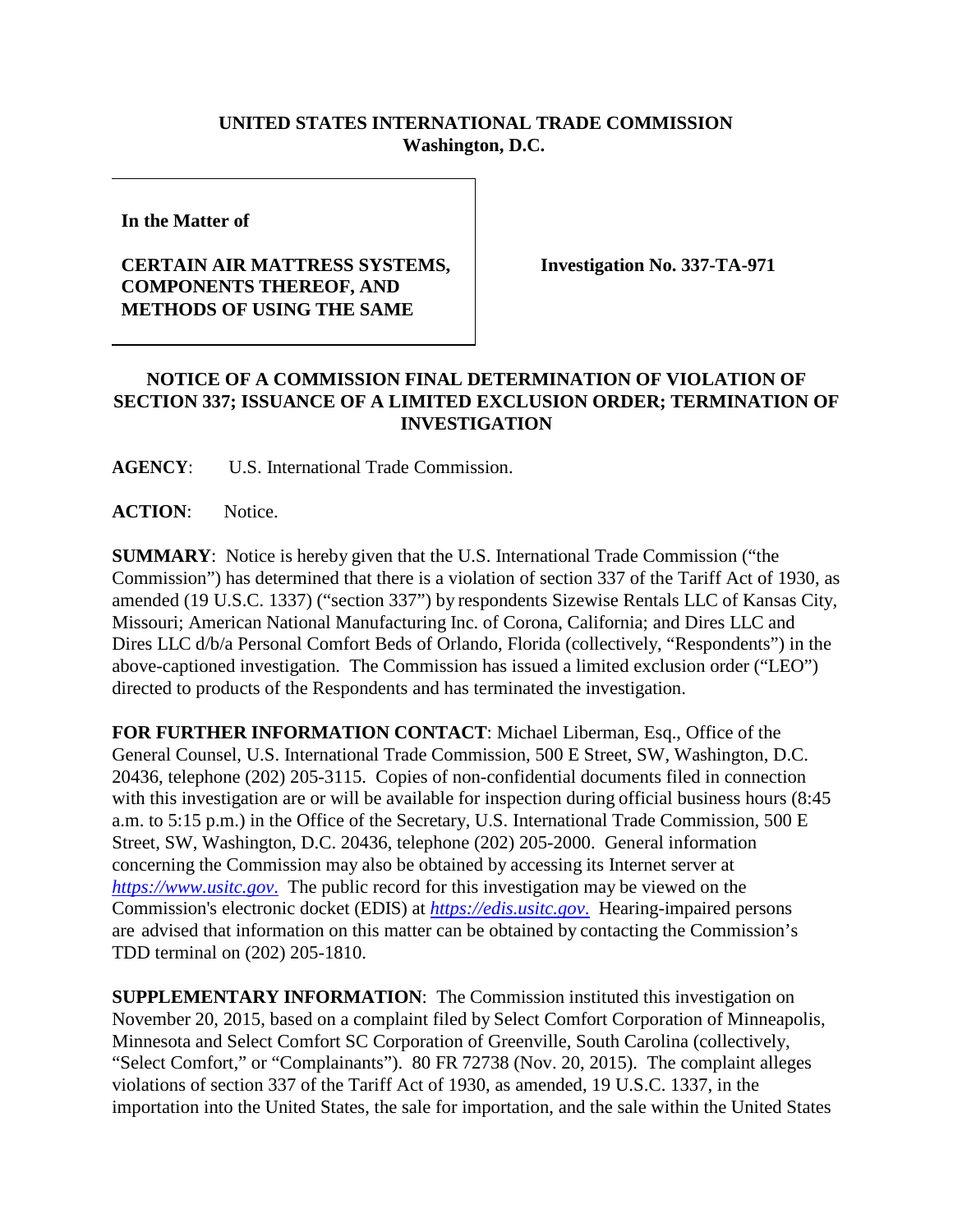**UNITED STATES INTERNATIONAL TRADE COMMISSION**
**Washington, D.C.**

**In the Matter of**

**CERTAIN AIR MATTRESS SYSTEMS, COMPONENTS THEREOF, AND METHODS OF USING THE SAME**

**Investigation No. 337-TA-971**

## NOTICE OF A COMMISSION FINAL DETERMINATION OF VIOLATION OF SECTION 337; ISSUANCE OF A LIMITED EXCLUSION ORDER; TERMINATION OF INVESTIGATION

**AGENCY**: U.S. International Trade Commission.

**ACTION**: Notice.

**SUMMARY**: Notice is hereby given that the U.S. International Trade Commission ("the Commission") has determined that there is a violation of section 337 of the Tariff Act of 1930, as amended (19 U.S.C. 1337) ("section 337") by respondents Sizewise Rentals LLC of Kansas City, Missouri; American National Manufacturing Inc. of Corona, California; and Dires LLC and Dires LLC d/b/a Personal Comfort Beds of Orlando, Florida (collectively, "Respondents") in the above-captioned investigation. The Commission has issued a limited exclusion order ("LEO") directed to products of the Respondents and has terminated the investigation.

**FOR FURTHER INFORMATION CONTACT**: Michael Liberman, Esq., Office of the General Counsel, U.S. International Trade Commission, 500 E Street, SW, Washington, D.C. 20436, telephone (202) 205-3115. Copies of non-confidential documents filed in connection with this investigation are or will be available for inspection during official business hours (8:45 a.m. to 5:15 p.m.) in the Office of the Secretary, U.S. International Trade Commission, 500 E Street, SW, Washington, D.C. 20436, telephone (202) 205-2000. General information concerning the Commission may also be obtained by accessing its Internet server at *https://www.usitc.gov*. The public record for this investigation may be viewed on the Commission's electronic docket (EDIS) at *https://edis.usitc.gov*. Hearing-impaired persons are advised that information on this matter can be obtained by contacting the Commission's TDD terminal on (202) 205-1810.

**SUPPLEMENTARY INFORMATION**: The Commission instituted this investigation on November 20, 2015, based on a complaint filed by Select Comfort Corporation of Minneapolis, Minnesota and Select Comfort SC Corporation of Greenville, South Carolina (collectively, "Select Comfort," or "Complainants"). 80 FR 72738 (Nov. 20, 2015). The complaint alleges violations of section 337 of the Tariff Act of 1930, as amended, 19 U.S.C. 1337, in the importation into the United States, the sale for importation, and the sale within the United States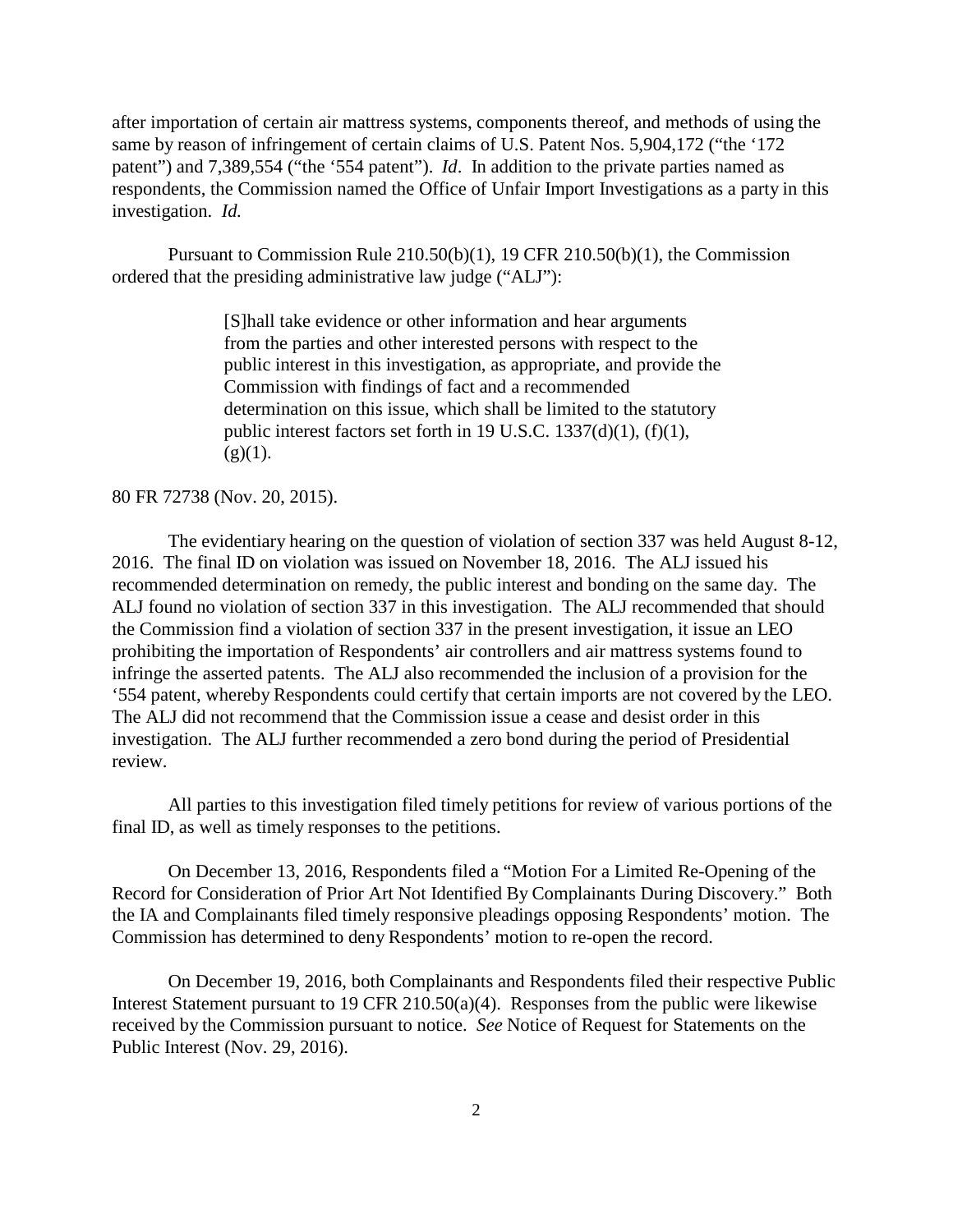after importation of certain air mattress systems, components thereof, and methods of using the same by reason of infringement of certain claims of U.S. Patent Nos. 5,904,172 ("the '172 patent") and 7,389,554 ("the '554 patent"). *Id*. In addition to the private parties named as respondents, the Commission named the Office of Unfair Import Investigations as a party in this investigation. *Id.*

Pursuant to Commission Rule 210.50(b)(1), 19 CFR 210.50(b)(1), the Commission ordered that the presiding administrative law judge ("ALJ"):

> [S]hall take evidence or other information and hear arguments from the parties and other interested persons with respect to the public interest in this investigation, as appropriate, and provide the Commission with findings of fact and a recommended determination on this issue, which shall be limited to the statutory public interest factors set forth in 19 U.S.C. 1337(d)(1), (f)(1), (g)(1).

80 FR 72738 (Nov. 20, 2015).

The evidentiary hearing on the question of violation of section 337 was held August 8-12, 2016. The final ID on violation was issued on November 18, 2016. The ALJ issued his recommended determination on remedy, the public interest and bonding on the same day. The ALJ found no violation of section 337 in this investigation. The ALJ recommended that should the Commission find a violation of section 337 in the present investigation, it issue an LEO prohibiting the importation of Respondents' air controllers and air mattress systems found to infringe the asserted patents. The ALJ also recommended the inclusion of a provision for the '554 patent, whereby Respondents could certify that certain imports are not covered by the LEO. The ALJ did not recommend that the Commission issue a cease and desist order in this investigation. The ALJ further recommended a zero bond during the period of Presidential review.

All parties to this investigation filed timely petitions for review of various portions of the final ID, as well as timely responses to the petitions.

On December 13, 2016, Respondents filed a "Motion For a Limited Re-Opening of the Record for Consideration of Prior Art Not Identified By Complainants During Discovery." Both the IA and Complainants filed timely responsive pleadings opposing Respondents' motion. The Commission has determined to deny Respondents' motion to re-open the record.

On December 19, 2016, both Complainants and Respondents filed their respective Public Interest Statement pursuant to 19 CFR 210.50(a)(4). Responses from the public were likewise received by the Commission pursuant to notice. *See* Notice of Request for Statements on the Public Interest (Nov. 29, 2016).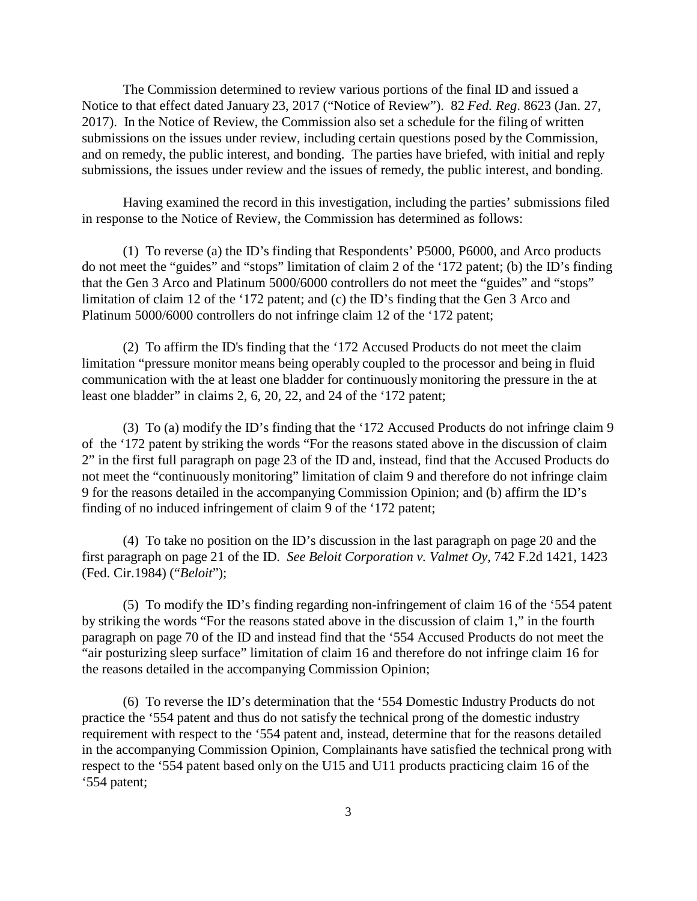The Commission determined to review various portions of the final ID and issued a Notice to that effect dated January 23, 2017 ("Notice of Review"). 82 *Fed. Reg*. 8623 (Jan. 27, 2017). In the Notice of Review, the Commission also set a schedule for the filing of written submissions on the issues under review, including certain questions posed by the Commission, and on remedy, the public interest, and bonding. The parties have briefed, with initial and reply submissions, the issues under review and the issues of remedy, the public interest, and bonding.

Having examined the record in this investigation, including the parties' submissions filed in response to the Notice of Review, the Commission has determined as follows:

(1) To reverse (a) the ID's finding that Respondents' P5000, P6000, and Arco products do not meet the "guides" and "stops" limitation of claim 2 of the '172 patent; (b) the ID's finding that the Gen 3 Arco and Platinum 5000/6000 controllers do not meet the "guides" and "stops" limitation of claim 12 of the '172 patent; and (c) the ID's finding that the Gen 3 Arco and Platinum 5000/6000 controllers do not infringe claim 12 of the '172 patent;

(2) To affirm the ID's finding that the '172 Accused Products do not meet the claim limitation "pressure monitor means being operably coupled to the processor and being in fluid communication with the at least one bladder for continuously monitoring the pressure in the at least one bladder" in claims 2, 6, 20, 22, and 24 of the '172 patent;

(3) To (a) modify the ID's finding that the '172 Accused Products do not infringe claim 9 of the '172 patent by striking the words "For the reasons stated above in the discussion of claim 2" in the first full paragraph on page 23 of the ID and, instead, find that the Accused Products do not meet the "continuously monitoring" limitation of claim 9 and therefore do not infringe claim 9 for the reasons detailed in the accompanying Commission Opinion; and (b) affirm the ID's finding of no induced infringement of claim 9 of the '172 patent;

(4) To take no position on the ID's discussion in the last paragraph on page 20 and the first paragraph on page 21 of the ID. *See Beloit Corporation v. Valmet Oy*, 742 F.2d 1421, 1423 (Fed. Cir.1984) ("*Beloit*");

(5) To modify the ID's finding regarding non-infringement of claim 16 of the '554 patent by striking the words "For the reasons stated above in the discussion of claim 1," in the fourth paragraph on page 70 of the ID and instead find that the '554 Accused Products do not meet the "air posturizing sleep surface" limitation of claim 16 and therefore do not infringe claim 16 for the reasons detailed in the accompanying Commission Opinion;

(6) To reverse the ID's determination that the '554 Domestic Industry Products do not practice the '554 patent and thus do not satisfy the technical prong of the domestic industry requirement with respect to the '554 patent and, instead, determine that for the reasons detailed in the accompanying Commission Opinion, Complainants have satisfied the technical prong with respect to the '554 patent based only on the U15 and U11 products practicing claim 16 of the '554 patent;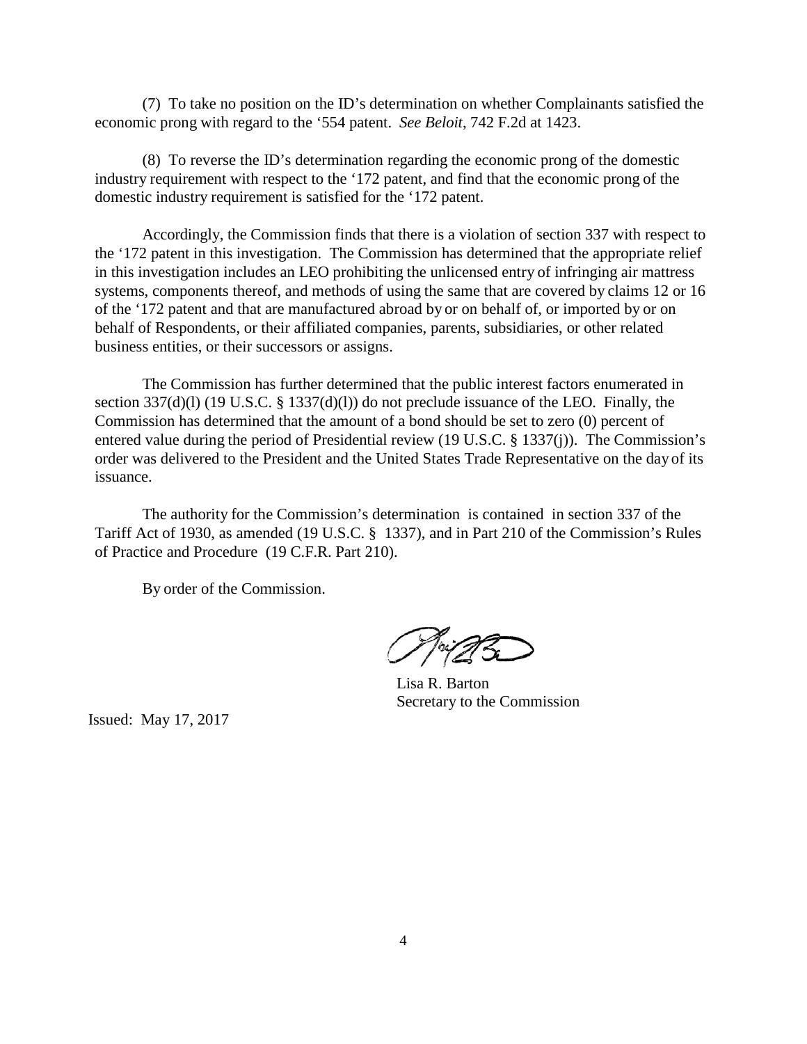(7) To take no position on the ID's determination on whether Complainants satisfied the economic prong with regard to the '554 patent. *See Beloit*, 742 F.2d at 1423.

(8) To reverse the ID's determination regarding the economic prong of the domestic industry requirement with respect to the '172 patent, and find that the economic prong of the domestic industry requirement is satisfied for the '172 patent.

Accordingly, the Commission finds that there is a violation of section 337 with respect to the '172 patent in this investigation. The Commission has determined that the appropriate relief in this investigation includes an LEO prohibiting the unlicensed entry of infringing air mattress systems, components thereof, and methods of using the same that are covered by claims 12 or 16 of the '172 patent and that are manufactured abroad by or on behalf of, or imported by or on behalf of Respondents, or their affiliated companies, parents, subsidiaries, or other related business entities, or their successors or assigns.

The Commission has further determined that the public interest factors enumerated in section 337(d)(l) (19 U.S.C. § 1337(d)(l)) do not preclude issuance of the LEO. Finally, the Commission has determined that the amount of a bond should be set to zero (0) percent of entered value during the period of Presidential review (19 U.S.C. § 1337(j)). The Commission's order was delivered to the President and the United States Trade Representative on the day of its issuance.

The authority for the Commission's determination is contained in section 337 of the Tariff Act of 1930, as amended (19 U.S.C. § 1337), and in Part 210 of the Commission's Rules of Practice and Procedure (19 C.F.R. Part 210).

By order of the Commission.

Lisa R. Barton
Secretary to the Commission

Issued: May 17, 2017